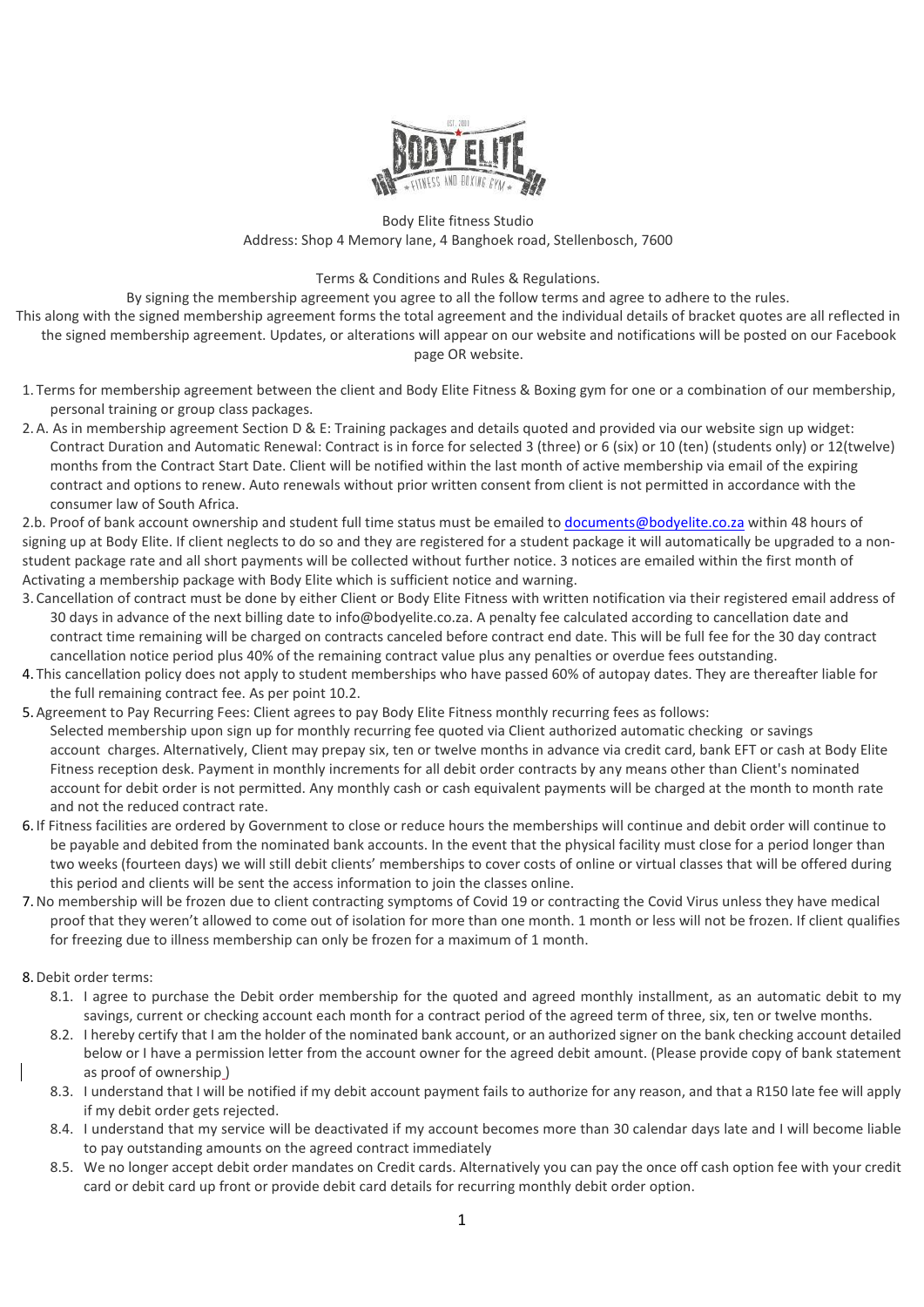Body Elite fitness Studio
Address: Shop 4 Memory lane, 4 Banghoek road, Stellenbosch, 7600

Terms & Conditions and Rules & Regulations.

By signing the membership agreement you agree to all the follow terms and agree to adhere to the rules.
This along with the signed membership agreement forms the total agreement and the individual details of bracket quotes are all reflected in the signed membership agreement. Updates, or alterations will appear on our website and notifications will be posted on our Facebook page OR website.

1. Terms for membership agreement between the client and Body Elite Fitness & Boxing gym for one or a combination of our membership, personal training or group class packages.
2. A. As in membership agreement Section D & E: Training packages and details quoted and provided via our website sign up widget: Contract Duration and Automatic Renewal: Contract is in force for selected 3 (three) or 6 (six) or 10 (ten) (students only) or 12(twelve) months from the Contract Start Date. Client will be notified within the last month of active membership via email of the expiring contract and options to renew. Auto renewals without prior written consent from client is not permitted in accordance with the consumer law of South Africa.

2.b. Proof of bank account ownership and student full time status must be emailed to documents@bodyelite.co.za within 48 hours of signing up at Body Elite. If client neglects to do so and they are registered for a student package it will automatically be upgraded to a non-student package rate and all short payments will be collected without further notice. 3 notices are emailed within the first month of Activating a membership package with Body Elite which is sufficient notice and warning.

3. Cancellation of contract must be done by either Client or Body Elite Fitness with written notification via their registered email address of 30 days in advance of the next billing date to info@bodyelite.co.za. A penalty fee calculated according to cancellation date and contract time remaining will be charged on contracts canceled before contract end date. This will be full fee for the 30 day contract cancellation notice period plus 40% of the remaining contract value plus any penalties or overdue fees outstanding.
4. This cancellation policy does not apply to student memberships who have passed 60% of autopay dates. They are thereafter liable for the full remaining contract fee. As per point 10.2.
5. Agreement to Pay Recurring Fees: Client agrees to pay Body Elite Fitness monthly recurring fees as follows:
   Selected membership upon sign up for monthly recurring fee quoted via Client authorized automatic checking or savings account charges. Alternatively, Client may prepay six, ten or twelve months in advance via credit card, bank EFT or cash at Body Elite Fitness reception desk. Payment in monthly increments for all debit order contracts by any means other than Client's nominated account for debit order is not permitted. Any monthly cash or cash equivalent payments will be charged at the month to month rate and not the reduced contract rate.
6. If Fitness facilities are ordered by Government to close or reduce hours the memberships will continue and debit order will continue to be payable and debited from the nominated bank accounts. In the event that the physical facility must close for a period longer than two weeks (fourteen days) we will still debit clients' memberships to cover costs of online or virtual classes that will be offered during this period and clients will be sent the access information to join the classes online.
7. No membership will be frozen due to client contracting symptoms of Covid 19 or contracting the Covid Virus unless they have medical proof that they weren't allowed to come out of isolation for more than one month. 1 month or less will not be frozen. If client qualifies for freezing due to illness membership can only be frozen for a maximum of 1 month.

8. Debit order terms:
   - 8.1. I agree to purchase the Debit order membership for the quoted and agreed monthly installment, as an automatic debit to my savings, current or checking account each month for a contract period of the agreed term of three, six, ten or twelve months.
   - 8.2. I hereby certify that I am the holder of the nominated bank account, or an authorized signer on the bank checking account detailed below or I have a permission letter from the account owner for the agreed debit amount. (Please provide copy of bank statement as proof of ownership )
   - 8.3. I understand that I will be notified if my debit account payment fails to authorize for any reason, and that a R150 late fee will apply if my debit order gets rejected.
   - 8.4. I understand that my service will be deactivated if my account becomes more than 30 calendar days late and I will become liable to pay outstanding amounts on the agreed contract immediately
   - 8.5. We no longer accept debit order mandates on Credit cards. Alternatively you can pay the once off cash option fee with your credit card or debit card up front or provide debit card details for recurring monthly debit order option.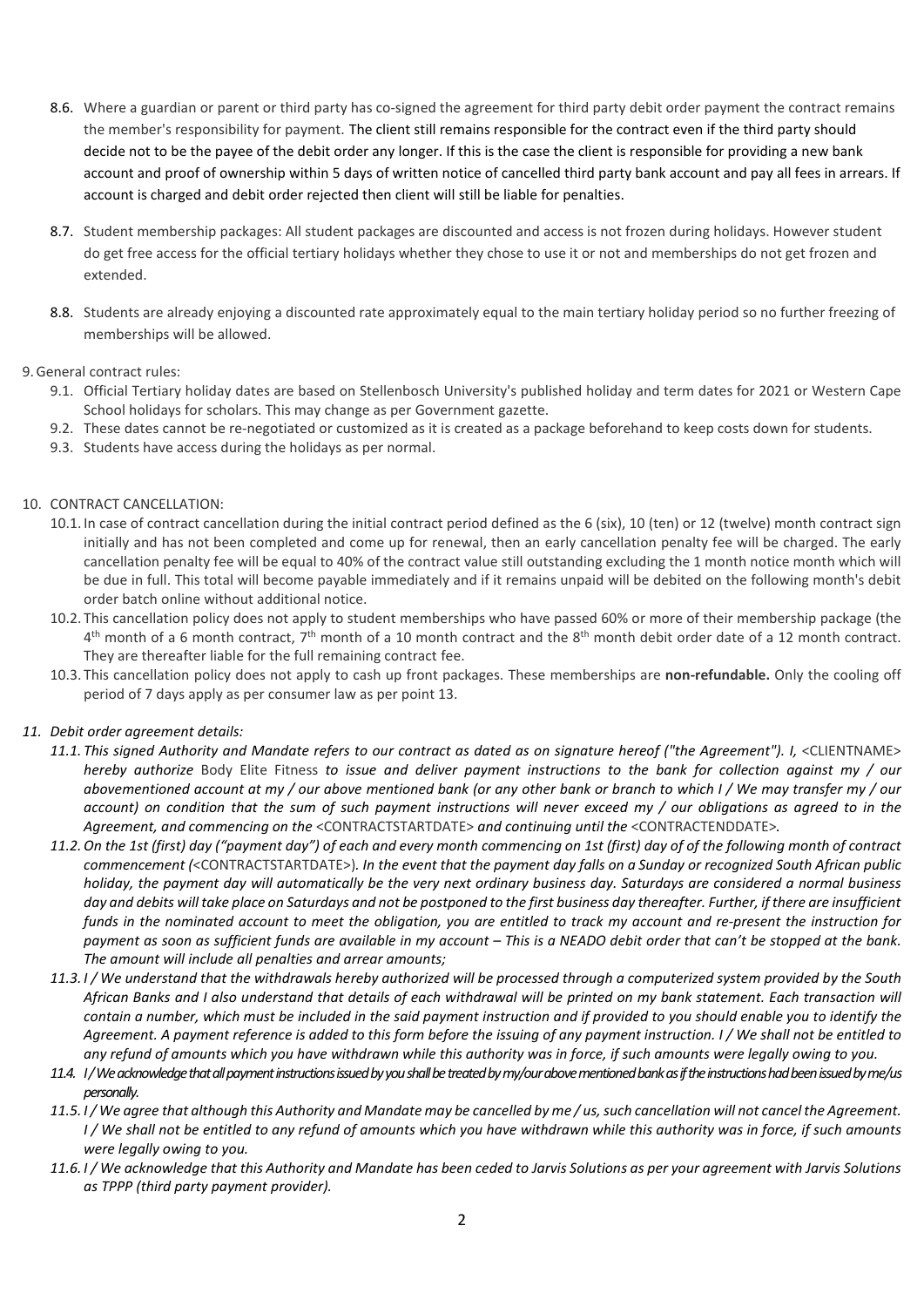8.6. Where a guardian or parent or third party has co-signed the agreement for third party debit order payment the contract remains the member's responsibility for payment. The client still remains responsible for the contract even if the third party should decide not to be the payee of the debit order any longer. If this is the case the client is responsible for providing a new bank account and proof of ownership within 5 days of written notice of cancelled third party bank account and pay all fees in arrears. If account is charged and debit order rejected then client will still be liable for penalties.

8.7. Student membership packages: All student packages are discounted and access is not frozen during holidays. However student do get free access for the official tertiary holidays whether they chose to use it or not and memberships do not get frozen and extended.

8.8. Students are already enjoying a discounted rate approximately equal to the main tertiary holiday period so no further freezing of memberships will be allowed.

9. General contract rules:
   9.1. Official Tertiary holiday dates are based on Stellenbosch University's published holiday and term dates for 2021 or Western Cape School holidays for scholars. This may change as per Government gazette.
   9.2. These dates cannot be re-negotiated or customized as it is created as a package beforehand to keep costs down for students.
   9.3. Students have access during the holidays as per normal.

10. CONTRACT CANCELLATION:
   10.1. In case of contract cancellation during the initial contract period defined as the 6 (six), 10 (ten) or 12 (twelve) month contract sign initially and has not been completed and come up for renewal, then an early cancellation penalty fee will be charged. The early cancellation penalty fee will be equal to 40% of the contract value still outstanding excluding the 1 month notice month which will be due in full. This total will become payable immediately and if it remains unpaid will be debited on the following month's debit order batch online without additional notice.
   10.2. This cancellation policy does not apply to student memberships who have passed 60% or more of their membership package (the 4th month of a 6 month contract, 7th month of a 10 month contract and the 8th month debit order date of a 12 month contract. They are thereafter liable for the full remaining contract fee.
   10.3. This cancellation policy does not apply to cash up front packages. These memberships are **non-refundable.** Only the cooling off period of 7 days apply as per consumer law as per point 13.

*11. Debit order agreement details:*
   *11.1. This signed Authority and Mandate refers to our contract as dated as on signature hereof ("the Agreement"). I,* <CLIENTNAME> *hereby authorize* Body Elite Fitness *to issue and deliver payment instructions to the bank for collection against my / our abovementioned account at my / our above mentioned bank (or any other bank or branch to which I / We may transfer my / our account) on condition that the sum of such payment instructions will never exceed my / our obligations as agreed to in the Agreement, and commencing on the* <CONTRACTSTARTDATE> *and continuing until the* <CONTRACTENDDATE>*.*
   *11.2. On the 1st (first) day ("payment day") of each and every month commencing on 1st (first) day of of the following month of contract commencement (*<CONTRACTSTARTDATE>*). In the event that the payment day falls on a Sunday or recognized South African public holiday, the payment day will automatically be the very next ordinary business day. Saturdays are considered a normal business day and debits will take place on Saturdays and not be postponed to the first business day thereafter. Further, if there are insufficient funds in the nominated account to meet the obligation, you are entitled to track my account and re-present the instruction for payment as soon as sufficient funds are available in my account – This is a NEADO debit order that can't be stopped at the bank. The amount will include all penalties and arrear amounts;*
   *11.3. I / We understand that the withdrawals hereby authorized will be processed through a computerized system provided by the South African Banks and I also understand that details of each withdrawal will be printed on my bank statement. Each transaction will contain a number, which must be included in the said payment instruction and if provided to you should enable you to identify the Agreement. A payment reference is added to this form before the issuing of any payment instruction. I / We shall not be entitled to any refund of amounts which you have withdrawn while this authority was in force, if such amounts were legally owing to you.*
   *11.4. I / We acknowledge that all payment instructions issued by you shall be treated by my/our above mentioned bank as if the instructions had been issued by me/us personally.*
   *11.5. I / We agree that although this Authority and Mandate may be cancelled by me / us, such cancellation will not cancel the Agreement. I / We shall not be entitled to any refund of amounts which you have withdrawn while this authority was in force, if such amounts were legally owing to you.*
   *11.6. I / We acknowledge that this Authority and Mandate has been ceded to Jarvis Solutions as per your agreement with Jarvis Solutions as TPPP (third party payment provider).*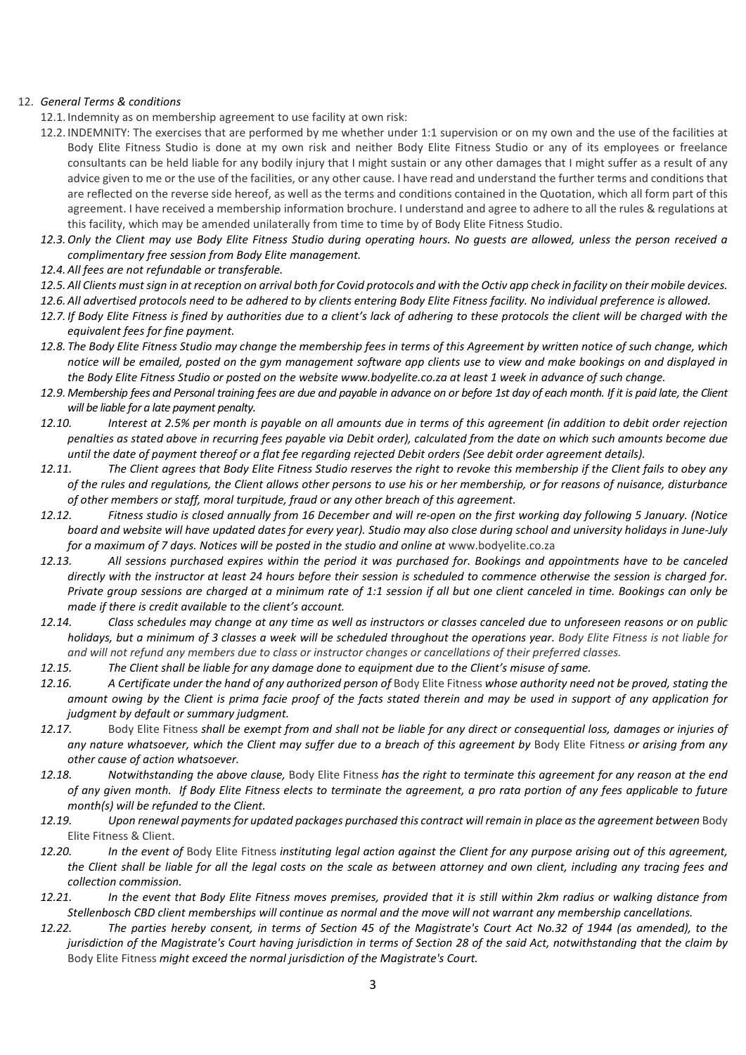12. *General Terms & conditions*
    - 12.1. Indemnity as on membership agreement to use facility at own risk:
    - 12.2. INDEMNITY: The exercises that are performed by me whether under 1:1 supervision or on my own and the use of the facilities at Body Elite Fitness Studio is done at my own risk and neither Body Elite Fitness Studio or any of its employees or freelance consultants can be held liable for any bodily injury that I might sustain or any other damages that I might suffer as a result of any advice given to me or the use of the facilities, or any other cause. I have read and understand the further terms and conditions that are reflected on the reverse side hereof, as well as the terms and conditions contained in the Quotation, which all form part of this agreement. I have received a membership information brochure. I understand and agree to adhere to all the rules & regulations at this facility, which may be amended unilaterally from time to time by of Body Elite Fitness Studio.
    - *12.3. Only the Client may use Body Elite Fitness Studio during operating hours. No guests are allowed, unless the person received a complimentary free session from Body Elite management.*
    - *12.4. All fees are not refundable or transferable.*
    - *12.5. All Clients must sign in at reception on arrival both for Covid protocols and with the Octiv app check in facility on their mobile devices.*
    - *12.6. All advertised protocols need to be adhered to by clients entering Body Elite Fitness facility. No individual preference is allowed.*
    - *12.7. If Body Elite Fitness is fined by authorities due to a client's lack of adhering to these protocols the client will be charged with the equivalent fees for fine payment.*
    - *12.8. The Body Elite Fitness Studio may change the membership fees in terms of this Agreement by written notice of such change, which notice will be emailed, posted on the gym management software app clients use to view and make bookings on and displayed in the Body Elite Fitness Studio or posted on the website www.bodyelite.co.za at least 1 week in advance of such change.*
    - *12.9. Membership fees and Personal training fees are due and payable in advance on or before 1st day of each month. If it is paid late, the Client will be liable for a late payment penalty.*
    - *12.10. Interest at 2.5% per month is payable on all amounts due in terms of this agreement (in addition to debit order rejection penalties as stated above in recurring fees payable via Debit order), calculated from the date on which such amounts become due until the date of payment thereof or a flat fee regarding rejected Debit orders (See debit order agreement details).*
    - *12.11. The Client agrees that Body Elite Fitness Studio reserves the right to revoke this membership if the Client fails to obey any of the rules and regulations, the Client allows other persons to use his or her membership, or for reasons of nuisance, disturbance of other members or staff, moral turpitude, fraud or any other breach of this agreement.*
    - *12.12. Fitness studio is closed annually from 16 December and will re-open on the first working day following 5 January. (Notice board and website will have updated dates for every year). Studio may also close during school and university holidays in June-July for a maximum of 7 days. Notices will be posted in the studio and online at* www.bodyelite.co.za
    - *12.13. All sessions purchased expires within the period it was purchased for. Bookings and appointments have to be canceled directly with the instructor at least 24 hours before their session is scheduled to commence otherwise the session is charged for. Private group sessions are charged at a minimum rate of 1:1 session if all but one client canceled in time. Bookings can only be made if there is credit available to the client's account.*
    - *12.14. Class schedules may change at any time as well as instructors or classes canceled due to unforeseen reasons or on public holidays, but a minimum of 3 classes a week will be scheduled throughout the operations year. Body Elite Fitness is not liable for and will not refund any members due to class or instructor changes or cancellations of their preferred classes.*
    - *12.15. The Client shall be liable for any damage done to equipment due to the Client's misuse of same.*
    - *12.16. A Certificate under the hand of any authorized person of* Body Elite Fitness *whose authority need not be proved, stating the amount owing by the Client is prima facie proof of the facts stated therein and may be used in support of any application for judgment by default or summary judgment.*
    - *12.17.* Body Elite Fitness *shall be exempt from and shall not be liable for any direct or consequential loss, damages or injuries of any nature whatsoever, which the Client may suffer due to a breach of this agreement by* Body Elite Fitness *or arising from any other cause of action whatsoever.*
    - *12.18. Notwithstanding the above clause,* Body Elite Fitness *has the right to terminate this agreement for any reason at the end of any given month. If Body Elite Fitness elects to terminate the agreement, a pro rata portion of any fees applicable to future month(s) will be refunded to the Client.*
    - *12.19. Upon renewal payments for updated packages purchased this contract will remain in place as the agreement between* Body Elite Fitness & Client.
    - *12.20. In the event of* Body Elite Fitness *instituting legal action against the Client for any purpose arising out of this agreement, the Client shall be liable for all the legal costs on the scale as between attorney and own client, including any tracing fees and collection commission.*
    - *12.21. In the event that Body Elite Fitness moves premises, provided that it is still within 2km radius or walking distance from Stellenbosch CBD client memberships will continue as normal and the move will not warrant any membership cancellations.*
    - *12.22. The parties hereby consent, in terms of Section 45 of the Magistrate's Court Act No.32 of 1944 (as amended), to the jurisdiction of the Magistrate's Court having jurisdiction in terms of Section 28 of the said Act, notwithstanding that the claim by* Body Elite Fitness *might exceed the normal jurisdiction of the Magistrate's Court.*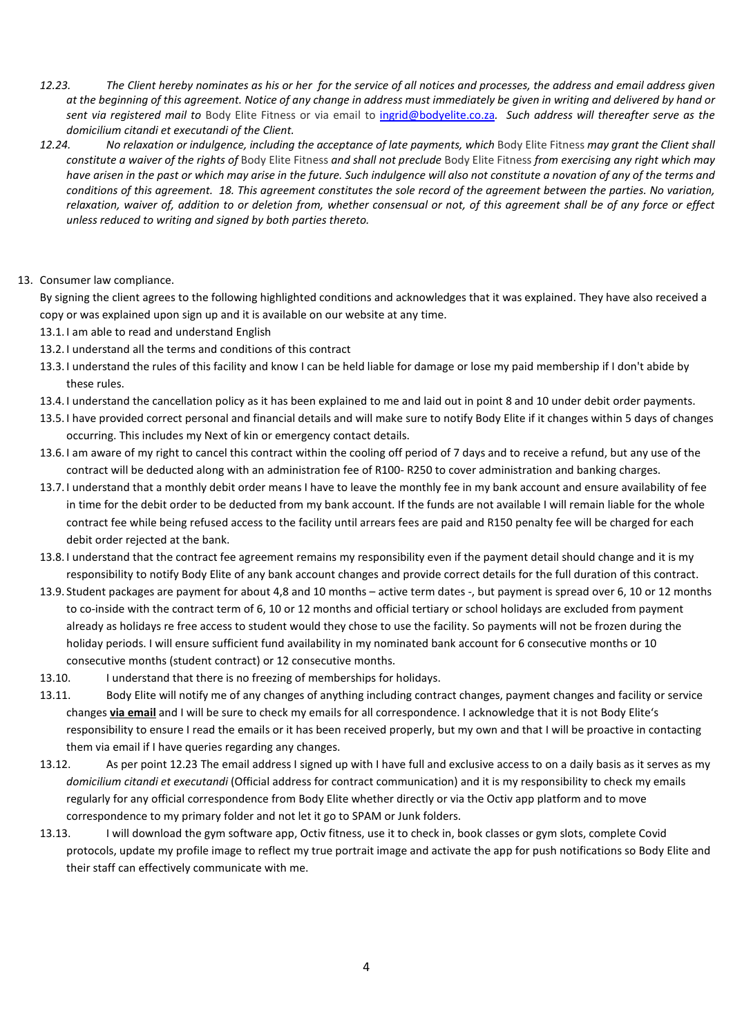*12.23. The Client hereby nominates as his or her for the service of all notices and processes, the address and email address given at the beginning of this agreement. Notice of any change in address must immediately be given in writing and delivered by hand or sent via registered mail to* Body Elite Fitness or via email to [ingrid@bodyelite.co.za](mailto:ingrid@bodyelite.co.za)*. Such address will thereafter serve as the domicilium citandi et executandi of the Client.*

*12.24. No relaxation or indulgence, including the acceptance of late payments, which* Body Elite Fitness *may grant the Client shall constitute a waiver of the rights of* Body Elite Fitness *and shall not preclude* Body Elite Fitness *from exercising any right which may have arisen in the past or which may arise in the future. Such indulgence will also not constitute a novation of any of the terms and conditions of this agreement. 18. This agreement constitutes the sole record of the agreement between the parties. No variation, relaxation, waiver of, addition to or deletion from, whether consensual or not, of this agreement shall be of any force or effect unless reduced to writing and signed by both parties thereto.*

13. Consumer law compliance.

By signing the client agrees to the following highlighted conditions and acknowledges that it was explained. They have also received a copy or was explained upon sign up and it is available on our website at any time.

13.1. I am able to read and understand English

13.2. I understand all the terms and conditions of this contract

13.3. I understand the rules of this facility and know I can be held liable for damage or lose my paid membership if I don't abide by these rules.

13.4. I understand the cancellation policy as it has been explained to me and laid out in point 8 and 10 under debit order payments.

13.5. I have provided correct personal and financial details and will make sure to notify Body Elite if it changes within 5 days of changes occurring. This includes my Next of kin or emergency contact details.

13.6. I am aware of my right to cancel this contract within the cooling off period of 7 days and to receive a refund, but any use of the contract will be deducted along with an administration fee of R100- R250 to cover administration and banking charges.

13.7. I understand that a monthly debit order means I have to leave the monthly fee in my bank account and ensure availability of fee in time for the debit order to be deducted from my bank account. If the funds are not available I will remain liable for the whole contract fee while being refused access to the facility until arrears fees are paid and R150 penalty fee will be charged for each debit order rejected at the bank.

13.8. I understand that the contract fee agreement remains my responsibility even if the payment detail should change and it is my responsibility to notify Body Elite of any bank account changes and provide correct details for the full duration of this contract.

13.9. Student packages are payment for about 4,8 and 10 months – active term dates -, but payment is spread over 6, 10 or 12 months to co-inside with the contract term of 6, 10 or 12 months and official tertiary or school holidays are excluded from payment already as holidays re free access to student would they chose to use the facility. So payments will not be frozen during the holiday periods. I will ensure sufficient fund availability in my nominated bank account for 6 consecutive months or 10 consecutive months (student contract) or 12 consecutive months.

13.10. I understand that there is no freezing of memberships for holidays.

13.11. Body Elite will notify me of any changes of anything including contract changes, payment changes and facility or service changes **via email** and I will be sure to check my emails for all correspondence. I acknowledge that it is not Body Elite's responsibility to ensure I read the emails or it has been received properly, but my own and that I will be proactive in contacting them via email if I have queries regarding any changes.

13.12. As per point 12.23 The email address I signed up with I have full and exclusive access to on a daily basis as it serves as my *domicilium citandi et executandi* (Official address for contract communication) and it is my responsibility to check my emails regularly for any official correspondence from Body Elite whether directly or via the Octiv app platform and to move correspondence to my primary folder and not let it go to SPAM or Junk folders.

13.13. I will download the gym software app, Octiv fitness, use it to check in, book classes or gym slots, complete Covid protocols, update my profile image to reflect my true portrait image and activate the app for push notifications so Body Elite and their staff can effectively communicate with me.